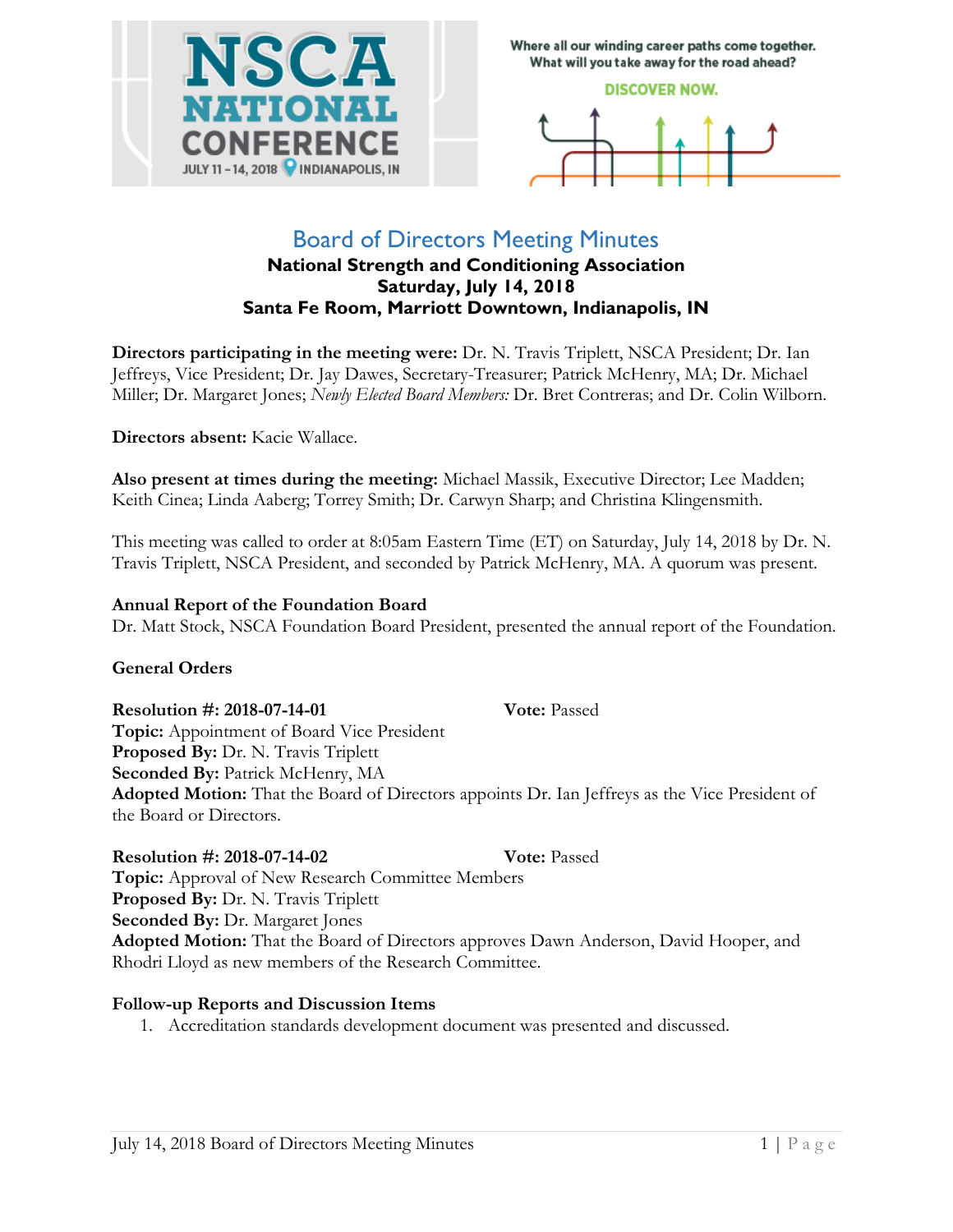NSCA NATIONAL CONFERENCE
JULY 11 – 14, 2018 INDIANAPOLIS, IN

Where all our winding career paths come together.
What will you take away for the road ahead?

DISCOVER NOW.

# Board of Directors Meeting Minutes

**National Strength and Conditioning Association**
**Saturday, July 14, 2018**
**Santa Fe Room, Marriott Downtown, Indianapolis, IN**

**Directors participating in the meeting were:** Dr. N. Travis Triplett, NSCA President; Dr. Ian Jeffreys, Vice President; Dr. Jay Dawes, Secretary-Treasurer; Patrick McHenry, MA; Dr. Michael Miller; Dr. Margaret Jones; *Newly Elected Board Members:* Dr. Bret Contreras; and Dr. Colin Wilborn.

**Directors absent:** Kacie Wallace.

**Also present at times during the meeting:** Michael Massik, Executive Director; Lee Madden; Keith Cinea; Linda Aaberg; Torrey Smith; Dr. Carwyn Sharp; and Christina Klingensmith.

This meeting was called to order at 8:05am Eastern Time (ET) on Saturday, July 14, 2018 by Dr. N. Travis Triplett, NSCA President, and seconded by Patrick McHenry, MA. A quorum was present.

**Annual Report of the Foundation Board**
Dr. Matt Stock, NSCA Foundation Board President, presented the annual report of the Foundation.

**General Orders**

**Resolution #: 2018-07-14-01** **Vote:** Passed
**Topic:** Appointment of Board Vice President
**Proposed By:** Dr. N. Travis Triplett
**Seconded By:** Patrick McHenry, MA
**Adopted Motion:** That the Board of Directors appoints Dr. Ian Jeffreys as the Vice President of the Board or Directors.

**Resolution #: 2018-07-14-02** **Vote:** Passed
**Topic:** Approval of New Research Committee Members
**Proposed By:** Dr. N. Travis Triplett
**Seconded By:** Dr. Margaret Jones
**Adopted Motion:** That the Board of Directors approves Dawn Anderson, David Hooper, and Rhodri Lloyd as new members of the Research Committee.

**Follow-up Reports and Discussion Items**

1. Accreditation standards development document was presented and discussed.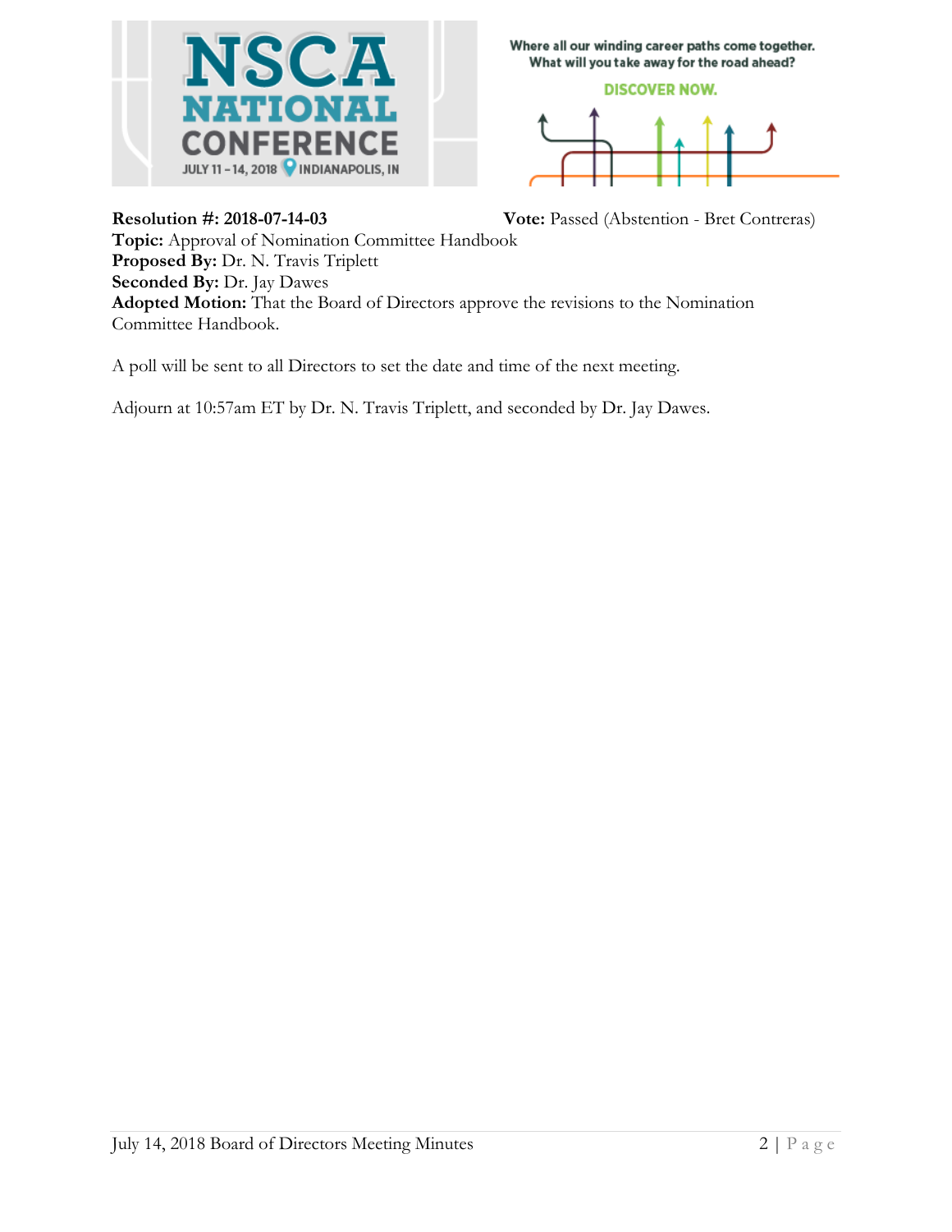**Resolution #: 2018-07-14-03** **Vote:** Passed (Abstention - Bret Contreras)
**Topic:** Approval of Nomination Committee Handbook
**Proposed By:** Dr. N. Travis Triplett
**Seconded By:** Dr. Jay Dawes
**Adopted Motion:** That the Board of Directors approve the revisions to the Nomination Committee Handbook.

A poll will be sent to all Directors to set the date and time of the next meeting.

Adjourn at 10:57am ET by Dr. N. Travis Triplett, and seconded by Dr. Jay Dawes.